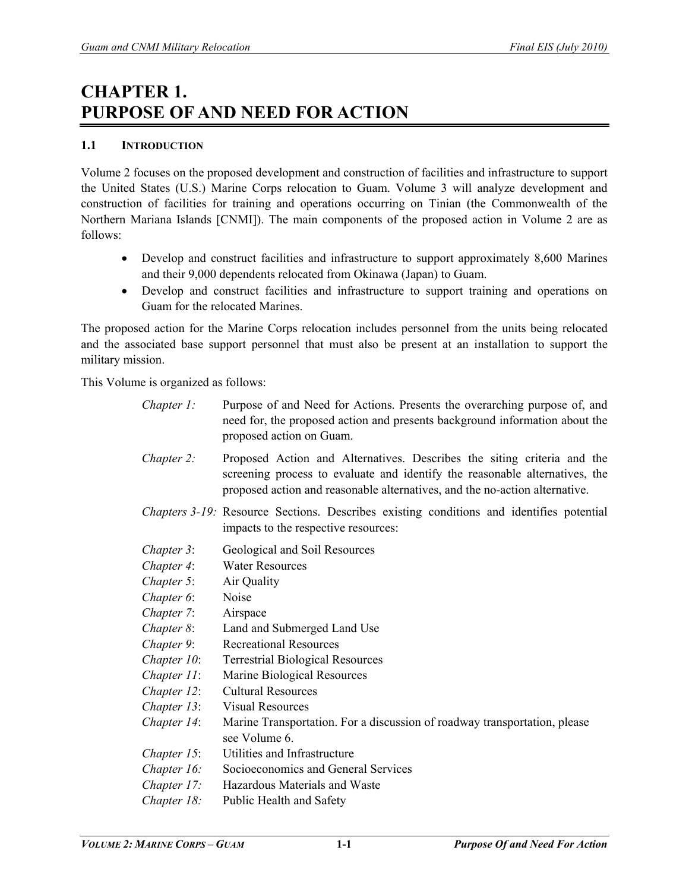# CHAPTER 1. PURPOSE OF AND NEED FOR ACTION

## 1.1 INTRODUCTION

Volume 2 focuses on the proposed development and construction of facilities and infrastructure to support the United States (U.S.) Marine Corps relocation to Guam. Volume 3 will analyze development and construction of facilities for training and operations occurring on Tinian (the Commonwealth of the Northern Mariana Islands [CNMI]). The main components of the proposed action in Volume 2 are as follows:

- Develop and construct facilities and infrastructure to support approximately 8,600 Marines and their 9,000 dependents relocated from Okinawa (Japan) to Guam.
- Develop and construct facilities and infrastructure to support training and operations on Guam for the relocated Marines.

The proposed action for the Marine Corps relocation includes personnel from the units being relocated and the associated base support personnel that must also be present at an installation to support the military mission.

This Volume is organized as follows:

*Chapter 1:* Purpose of and Need for Actions. Presents the overarching purpose of, and need for, the proposed action and presents background information about the proposed action on Guam.

*Chapter 2:* Proposed Action and Alternatives. Describes the siting criteria and the screening process to evaluate and identify the reasonable alternatives, the proposed action and reasonable alternatives, and the no-action alternative.

*Chapters 3-19:* Resource Sections. Describes existing conditions and identifies potential impacts to the respective resources:

*Chapter 3*: Geological and Soil Resources
*Chapter 4*: Water Resources
*Chapter 5*: Air Quality
*Chapter 6*: Noise
*Chapter 7*: Airspace
*Chapter 8*: Land and Submerged Land Use
*Chapter 9*: Recreational Resources
*Chapter 10*: Terrestrial Biological Resources
*Chapter 11*: Marine Biological Resources
*Chapter 12*: Cultural Resources
*Chapter 13*: Visual Resources
*Chapter 14*: Marine Transportation. For a discussion of roadway transportation, please see Volume 6.
*Chapter 15*: Utilities and Infrastructure
*Chapter 16:* Socioeconomics and General Services
*Chapter 17:* Hazardous Materials and Waste
*Chapter 18:* Public Health and Safety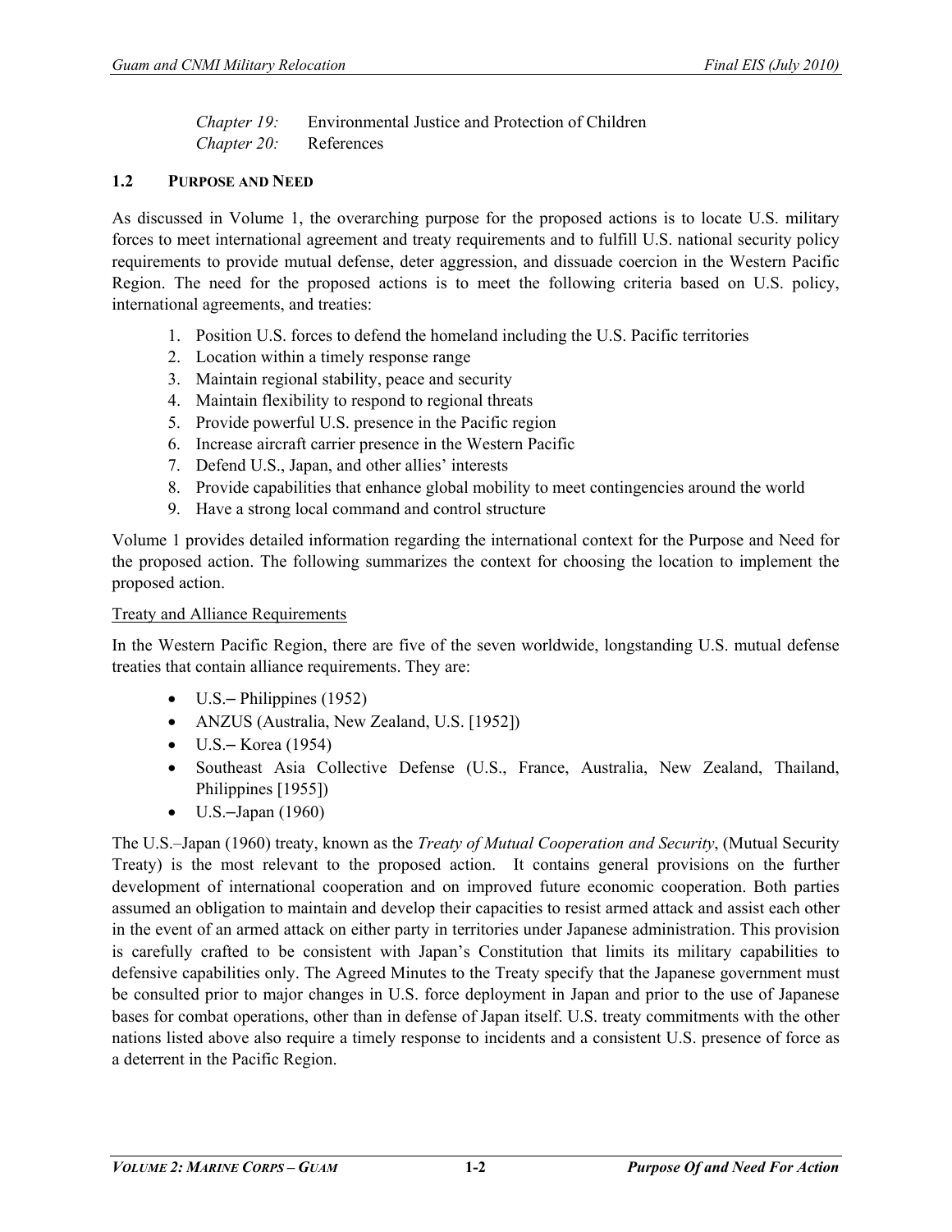*Chapter 19:* Environmental Justice and Protection of Children
*Chapter 20:* References

## 1.2 PURPOSE AND NEED

As discussed in Volume 1, the overarching purpose for the proposed actions is to locate U.S. military forces to meet international agreement and treaty requirements and to fulfill U.S. national security policy requirements to provide mutual defense, deter aggression, and dissuade coercion in the Western Pacific Region. The need for the proposed actions is to meet the following criteria based on U.S. policy, international agreements, and treaties:

1. Position U.S. forces to defend the homeland including the U.S. Pacific territories
2. Location within a timely response range
3. Maintain regional stability, peace and security
4. Maintain flexibility to respond to regional threats
5. Provide powerful U.S. presence in the Pacific region
6. Increase aircraft carrier presence in the Western Pacific
7. Defend U.S., Japan, and other allies' interests
8. Provide capabilities that enhance global mobility to meet contingencies around the world
9. Have a strong local command and control structure

Volume 1 provides detailed information regarding the international context for the Purpose and Need for the proposed action. The following summarizes the context for choosing the location to implement the proposed action.

Treaty and Alliance Requirements

In the Western Pacific Region, there are five of the seven worldwide, longstanding U.S. mutual defense treaties that contain alliance requirements. They are:

- U.S.– Philippines (1952)
- ANZUS (Australia, New Zealand, U.S. [1952])
- U.S.– Korea (1954)
- Southeast Asia Collective Defense (U.S., France, Australia, New Zealand, Thailand, Philippines [1955])
- U.S.–Japan (1960)

The U.S.–Japan (1960) treaty, known as the *Treaty of Mutual Cooperation and Security*, (Mutual Security Treaty) is the most relevant to the proposed action. It contains general provisions on the further development of international cooperation and on improved future economic cooperation. Both parties assumed an obligation to maintain and develop their capacities to resist armed attack and assist each other in the event of an armed attack on either party in territories under Japanese administration. This provision is carefully crafted to be consistent with Japan's Constitution that limits its military capabilities to defensive capabilities only. The Agreed Minutes to the Treaty specify that the Japanese government must be consulted prior to major changes in U.S. force deployment in Japan and prior to the use of Japanese bases for combat operations, other than in defense of Japan itself. U.S. treaty commitments with the other nations listed above also require a timely response to incidents and a consistent U.S. presence of force as a deterrent in the Pacific Region.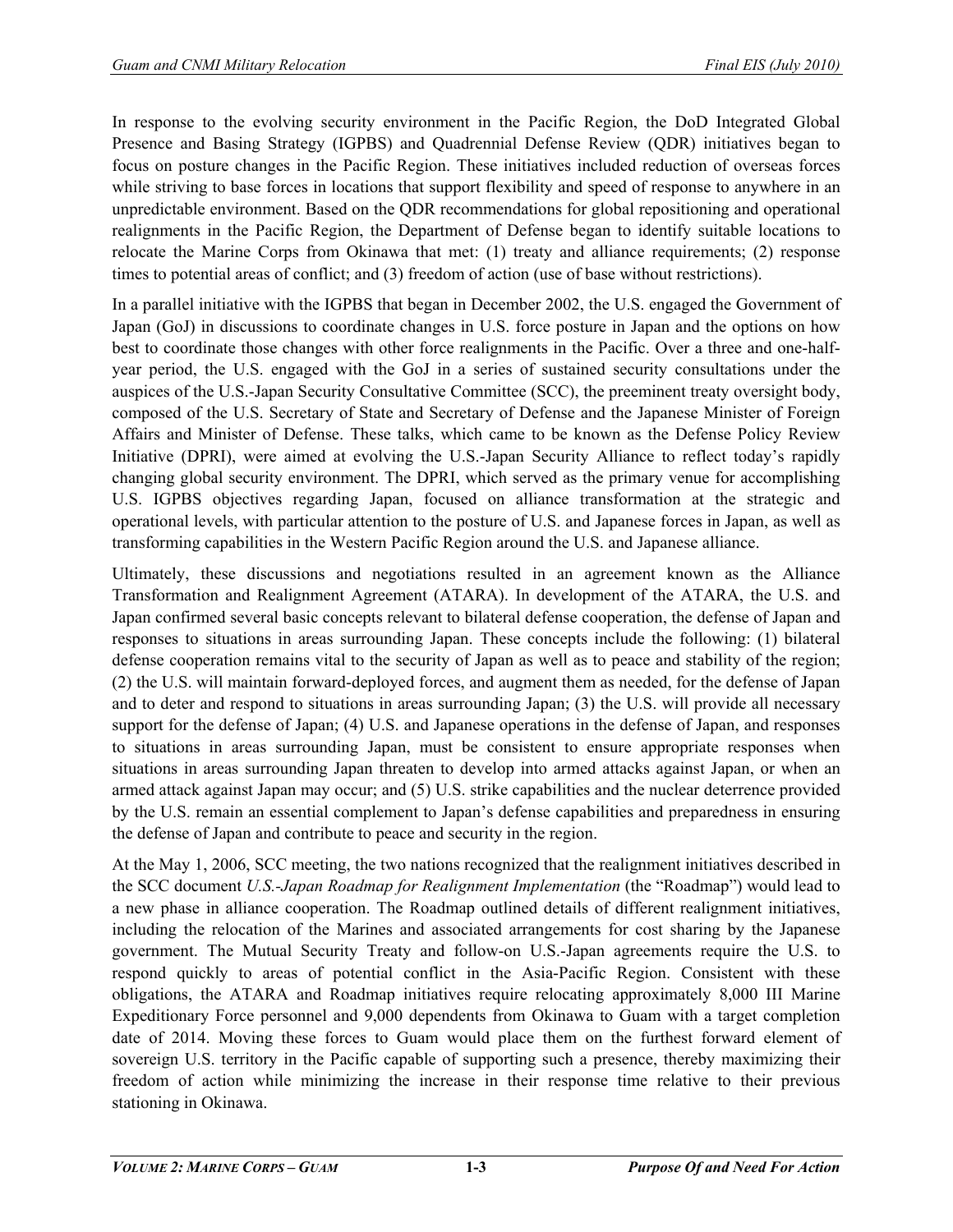In response to the evolving security environment in the Pacific Region, the DoD Integrated Global Presence and Basing Strategy (IGPBS) and Quadrennial Defense Review (QDR) initiatives began to focus on posture changes in the Pacific Region. These initiatives included reduction of overseas forces while striving to base forces in locations that support flexibility and speed of response to anywhere in an unpredictable environment. Based on the QDR recommendations for global repositioning and operational realignments in the Pacific Region, the Department of Defense began to identify suitable locations to relocate the Marine Corps from Okinawa that met: (1) treaty and alliance requirements; (2) response times to potential areas of conflict; and (3) freedom of action (use of base without restrictions).

In a parallel initiative with the IGPBS that began in December 2002, the U.S. engaged the Government of Japan (GoJ) in discussions to coordinate changes in U.S. force posture in Japan and the options on how best to coordinate those changes with other force realignments in the Pacific. Over a three and one-half-year period, the U.S. engaged with the GoJ in a series of sustained security consultations under the auspices of the U.S.-Japan Security Consultative Committee (SCC), the preeminent treaty oversight body, composed of the U.S. Secretary of State and Secretary of Defense and the Japanese Minister of Foreign Affairs and Minister of Defense. These talks, which came to be known as the Defense Policy Review Initiative (DPRI), were aimed at evolving the U.S.-Japan Security Alliance to reflect today's rapidly changing global security environment. The DPRI, which served as the primary venue for accomplishing U.S. IGPBS objectives regarding Japan, focused on alliance transformation at the strategic and operational levels, with particular attention to the posture of U.S. and Japanese forces in Japan, as well as transforming capabilities in the Western Pacific Region around the U.S. and Japanese alliance.

Ultimately, these discussions and negotiations resulted in an agreement known as the Alliance Transformation and Realignment Agreement (ATARA). In development of the ATARA, the U.S. and Japan confirmed several basic concepts relevant to bilateral defense cooperation, the defense of Japan and responses to situations in areas surrounding Japan. These concepts include the following: (1) bilateral defense cooperation remains vital to the security of Japan as well as to peace and stability of the region; (2) the U.S. will maintain forward-deployed forces, and augment them as needed, for the defense of Japan and to deter and respond to situations in areas surrounding Japan; (3) the U.S. will provide all necessary support for the defense of Japan; (4) U.S. and Japanese operations in the defense of Japan, and responses to situations in areas surrounding Japan, must be consistent to ensure appropriate responses when situations in areas surrounding Japan threaten to develop into armed attacks against Japan, or when an armed attack against Japan may occur; and (5) U.S. strike capabilities and the nuclear deterrence provided by the U.S. remain an essential complement to Japan's defense capabilities and preparedness in ensuring the defense of Japan and contribute to peace and security in the region.

At the May 1, 2006, SCC meeting, the two nations recognized that the realignment initiatives described in the SCC document *U.S.-Japan Roadmap for Realignment Implementation* (the "Roadmap") would lead to a new phase in alliance cooperation. The Roadmap outlined details of different realignment initiatives, including the relocation of the Marines and associated arrangements for cost sharing by the Japanese government. The Mutual Security Treaty and follow-on U.S.-Japan agreements require the U.S. to respond quickly to areas of potential conflict in the Asia-Pacific Region. Consistent with these obligations, the ATARA and Roadmap initiatives require relocating approximately 8,000 III Marine Expeditionary Force personnel and 9,000 dependents from Okinawa to Guam with a target completion date of 2014. Moving these forces to Guam would place them on the furthest forward element of sovereign U.S. territory in the Pacific capable of supporting such a presence, thereby maximizing their freedom of action while minimizing the increase in their response time relative to their previous stationing in Okinawa.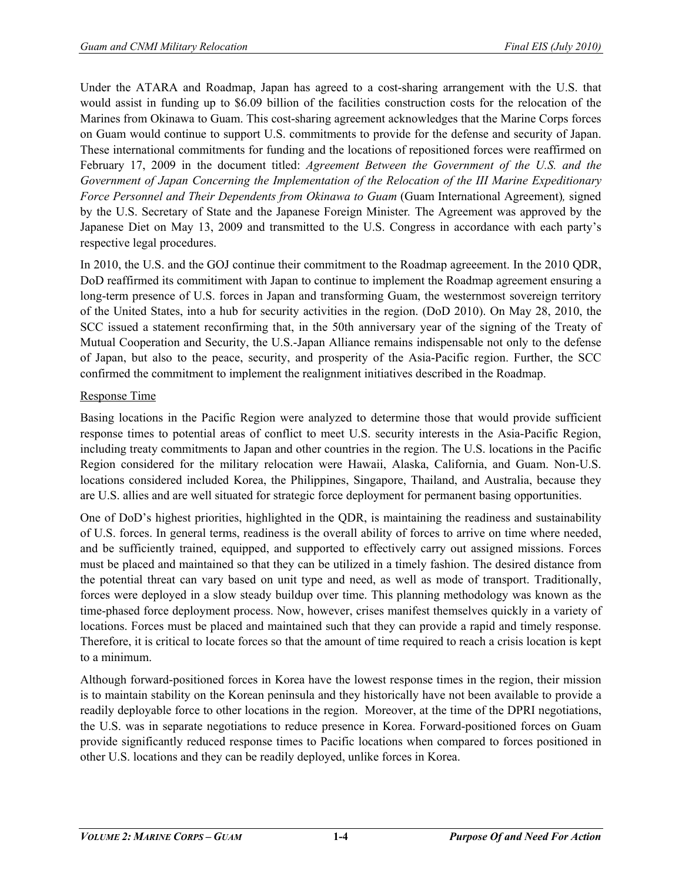Under the ATARA and Roadmap, Japan has agreed to a cost-sharing arrangement with the U.S. that would assist in funding up to $6.09 billion of the facilities construction costs for the relocation of the Marines from Okinawa to Guam. This cost-sharing agreement acknowledges that the Marine Corps forces on Guam would continue to support U.S. commitments to provide for the defense and security of Japan. These international commitments for funding and the locations of repositioned forces were reaffirmed on February 17, 2009 in the document titled: *Agreement Between the Government of the U.S. and the Government of Japan Concerning the Implementation of the Relocation of the III Marine Expeditionary Force Personnel and Their Dependents from Okinawa to Guam* (Guam International Agreement)*,* signed by the U.S. Secretary of State and the Japanese Foreign Minister*.* The Agreement was approved by the Japanese Diet on May 13, 2009 and transmitted to the U.S. Congress in accordance with each party's respective legal procedures.

In 2010, the U.S. and the GOJ continue their commitment to the Roadmap agreeement. In the 2010 QDR, DoD reaffirmed its commitiment with Japan to continue to implement the Roadmap agreement ensuring a long-term presence of U.S. forces in Japan and transforming Guam, the westernmost sovereign territory of the United States, into a hub for security activities in the region. (DoD 2010). On May 28, 2010, the SCC issued a statement reconfirming that, in the 50th anniversary year of the signing of the Treaty of Mutual Cooperation and Security, the U.S.-Japan Alliance remains indispensable not only to the defense of Japan, but also to the peace, security, and prosperity of the Asia-Pacific region. Further, the SCC confirmed the commitment to implement the realignment initiatives described in the Roadmap.

Response Time

Basing locations in the Pacific Region were analyzed to determine those that would provide sufficient response times to potential areas of conflict to meet U.S. security interests in the Asia-Pacific Region, including treaty commitments to Japan and other countries in the region. The U.S. locations in the Pacific Region considered for the military relocation were Hawaii, Alaska, California, and Guam. Non-U.S. locations considered included Korea, the Philippines, Singapore, Thailand, and Australia, because they are U.S. allies and are well situated for strategic force deployment for permanent basing opportunities.

One of DoD's highest priorities, highlighted in the QDR, is maintaining the readiness and sustainability of U.S. forces. In general terms, readiness is the overall ability of forces to arrive on time where needed, and be sufficiently trained, equipped, and supported to effectively carry out assigned missions. Forces must be placed and maintained so that they can be utilized in a timely fashion. The desired distance from the potential threat can vary based on unit type and need, as well as mode of transport. Traditionally, forces were deployed in a slow steady buildup over time. This planning methodology was known as the time-phased force deployment process. Now, however, crises manifest themselves quickly in a variety of locations. Forces must be placed and maintained such that they can provide a rapid and timely response. Therefore, it is critical to locate forces so that the amount of time required to reach a crisis location is kept to a minimum.

Although forward-positioned forces in Korea have the lowest response times in the region, their mission is to maintain stability on the Korean peninsula and they historically have not been available to provide a readily deployable force to other locations in the region. Moreover, at the time of the DPRI negotiations, the U.S. was in separate negotiations to reduce presence in Korea. Forward-positioned forces on Guam provide significantly reduced response times to Pacific locations when compared to forces positioned in other U.S. locations and they can be readily deployed, unlike forces in Korea.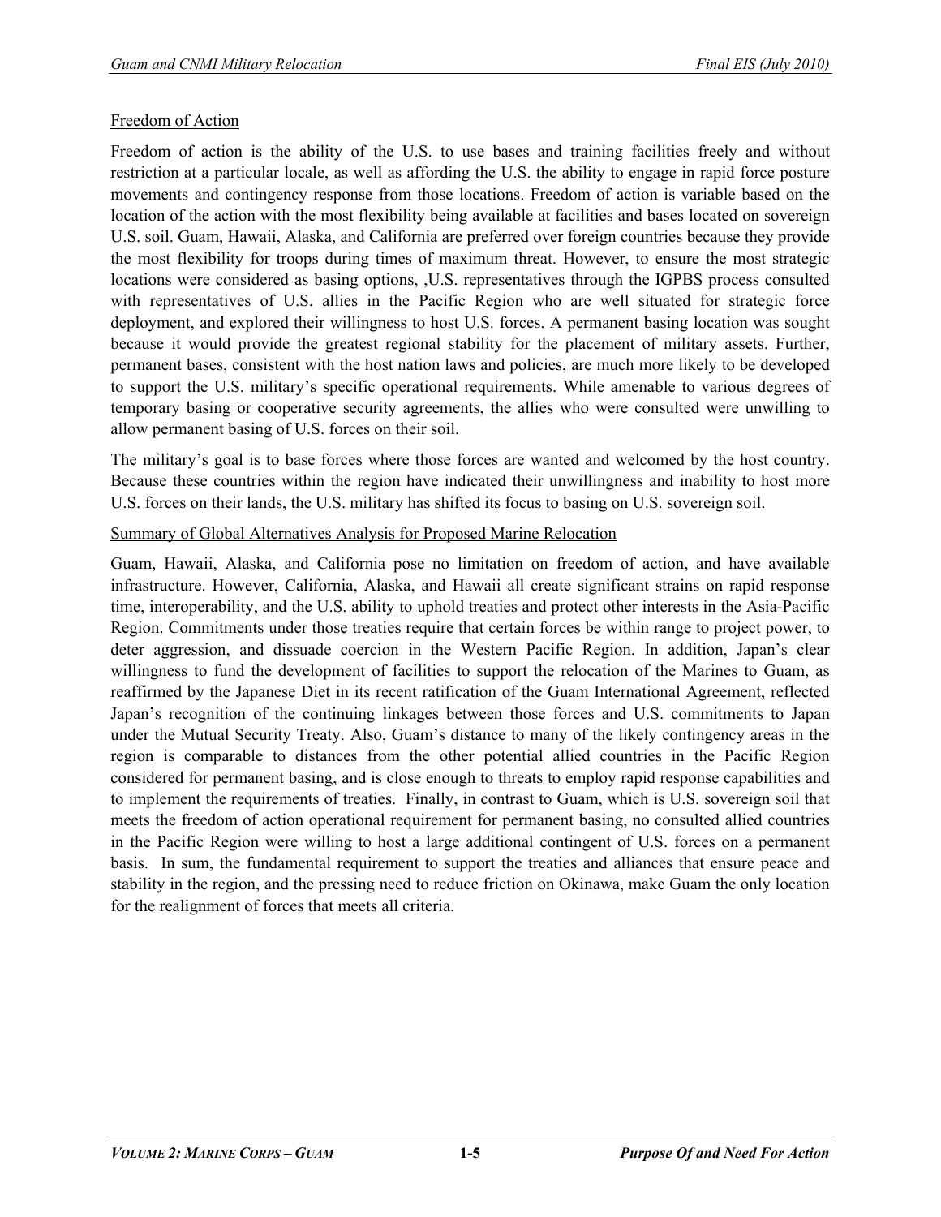## Freedom of Action

Freedom of action is the ability of the U.S. to use bases and training facilities freely and without restriction at a particular locale, as well as affording the U.S. the ability to engage in rapid force posture movements and contingency response from those locations. Freedom of action is variable based on the location of the action with the most flexibility being available at facilities and bases located on sovereign U.S. soil. Guam, Hawaii, Alaska, and California are preferred over foreign countries because they provide the most flexibility for troops during times of maximum threat. However, to ensure the most strategic locations were considered as basing options, ,U.S. representatives through the IGPBS process consulted with representatives of U.S. allies in the Pacific Region who are well situated for strategic force deployment, and explored their willingness to host U.S. forces. A permanent basing location was sought because it would provide the greatest regional stability for the placement of military assets. Further, permanent bases, consistent with the host nation laws and policies, are much more likely to be developed to support the U.S. military's specific operational requirements. While amenable to various degrees of temporary basing or cooperative security agreements, the allies who were consulted were unwilling to allow permanent basing of U.S. forces on their soil.

The military's goal is to base forces where those forces are wanted and welcomed by the host country. Because these countries within the region have indicated their unwillingness and inability to host more U.S. forces on their lands, the U.S. military has shifted its focus to basing on U.S. sovereign soil.

## Summary of Global Alternatives Analysis for Proposed Marine Relocation

Guam, Hawaii, Alaska, and California pose no limitation on freedom of action, and have available infrastructure. However, California, Alaska, and Hawaii all create significant strains on rapid response time, interoperability, and the U.S. ability to uphold treaties and protect other interests in the Asia-Pacific Region. Commitments under those treaties require that certain forces be within range to project power, to deter aggression, and dissuade coercion in the Western Pacific Region. In addition, Japan's clear willingness to fund the development of facilities to support the relocation of the Marines to Guam, as reaffirmed by the Japanese Diet in its recent ratification of the Guam International Agreement, reflected Japan's recognition of the continuing linkages between those forces and U.S. commitments to Japan under the Mutual Security Treaty. Also, Guam's distance to many of the likely contingency areas in the region is comparable to distances from the other potential allied countries in the Pacific Region considered for permanent basing, and is close enough to threats to employ rapid response capabilities and to implement the requirements of treaties. Finally, in contrast to Guam, which is U.S. sovereign soil that meets the freedom of action operational requirement for permanent basing, no consulted allied countries in the Pacific Region were willing to host a large additional contingent of U.S. forces on a permanent basis. In sum, the fundamental requirement to support the treaties and alliances that ensure peace and stability in the region, and the pressing need to reduce friction on Okinawa, make Guam the only location for the realignment of forces that meets all criteria.